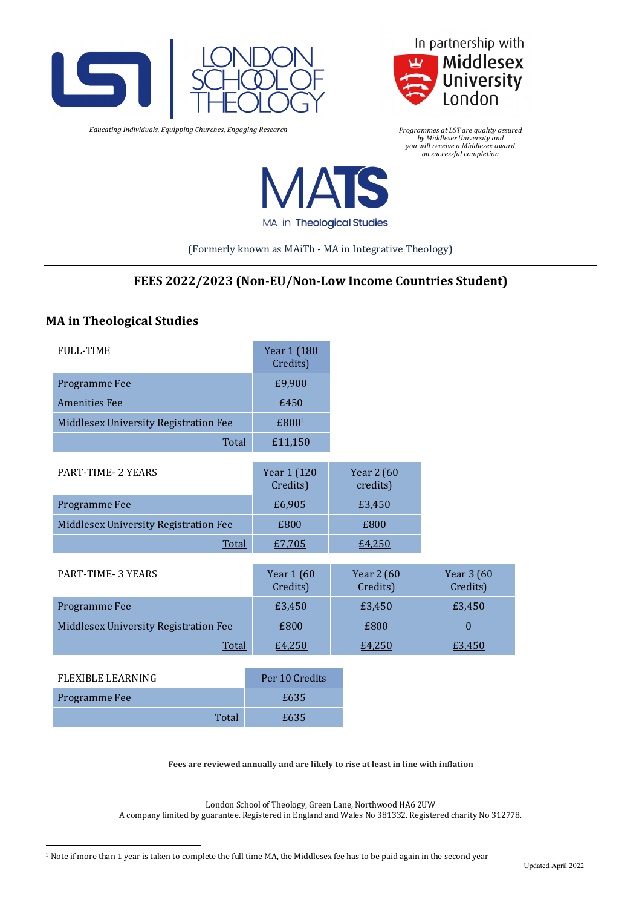LONDON SCHOOL OF THEOLOGY

*Educating Individuals, Equipping Churches, Engaging Research*

In partnership with Middlesex University London

*Programmes at LST are quality assured by Middlesex University and you will receive a Middlesex award on successful completion*

# MATS

MA in Theological Studies

(Formerly known as MAiTh - MA in Integrative Theology)

## FEES 2022/2023 (Non-EU/Non-Low Income Countries Student)

### MA in Theological Studies

| FULL-TIME | Year 1 (180 Credits) |
|---|---|
| Programme Fee | £9,900 |
| Amenities Fee | £450 |
| Middlesex University Registration Fee | £800[1] |
| Total | £11,150 |

| PART-TIME- 2 YEARS | Year 1 (120 Credits) | Year 2 (60 credits) |
|---|---|---|
| Programme Fee | £6,905 | £3,450 |
| Middlesex University Registration Fee | £800 | £800 |
| Total | £7,705 | £4,250 |

| PART-TIME- 3 YEARS | Year 1 (60 Credits) | Year 2 (60 Credits) | Year 3 (60 Credits) |
|---|---|---|---|
| Programme Fee | £3,450 | £3,450 | £3,450 |
| Middlesex University Registration Fee | £800 | £800 | 0 |
| Total | £4,250 | £4,250 | £3,450 |

| FLEXIBLE LEARNING | Per 10 Credits |
|---|---|
| Programme Fee | £635 |
| Total | £635 |

**Fees are reviewed annually and are likely to rise at least in line with inflation**

London School of Theology, Green Lane, Northwood HA6 2UW
A company limited by guarantee. Registered in England and Wales No 381332. Registered charity No 312778.

[1] Note if more than 1 year is taken to complete the full time MA, the Middlesex fee has to be paid again in the second year

Updated April 2022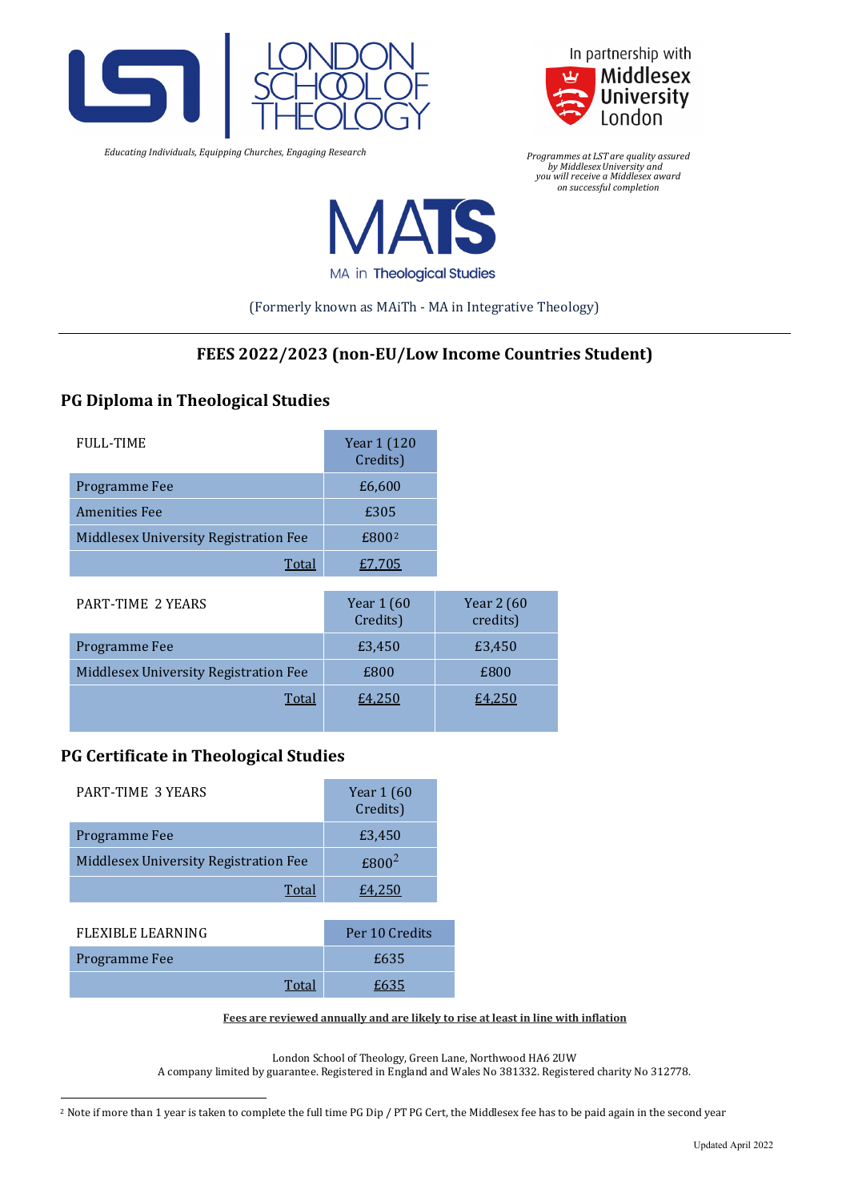LONDON SCHOOL OF THEOLOGY

*Educating Individuals, Equipping Churches, Engaging Research*

In partnership with Middlesex University London

*Programmes at LST are quality assured by Middlesex University and you will receive a Middlesex award on successful completion*

MATS

MA in Theological Studies

(Formerly known as MAiTh - MA in Integrative Theology)

---

## FEES 2022/2023 (non-EU/Low Income Countries Student)

### PG Diploma in Theological Studies

| FULL-TIME | Year 1 (120 Credits) |
|---|---|
| Programme Fee | £6,600 |
| Amenities Fee | £305 |
| Middlesex University Registration Fee | £800[2] |
| Total | £7,705 |

| PART-TIME 2 YEARS | Year 1 (60 Credits) | Year 2 (60 credits) |
|---|---|---|
| Programme Fee | £3,450 | £3,450 |
| Middlesex University Registration Fee | £800 | £800 |
| Total | £4,250 | £4,250 |

### PG Certificate in Theological Studies

| PART-TIME 3 YEARS | Year 1 (60 Credits) |
|---|---|
| Programme Fee | £3,450 |
| Middlesex University Registration Fee | £800[2] |
| Total | £4,250 |

| FLEXIBLE LEARNING | Per 10 Credits |
|---|---|
| Programme Fee | £635 |
| Total | £635 |

**Fees are reviewed annually and are likely to rise at least in line with inflation**

London School of Theology, Green Lane, Northwood HA6 2UW
A company limited by guarantee. Registered in England and Wales No 381332. Registered charity No 312778.

[2] Note if more than 1 year is taken to complete the full time PG Dip / PT PG Cert, the Middlesex fee has to be paid again in the second year

Updated April 2022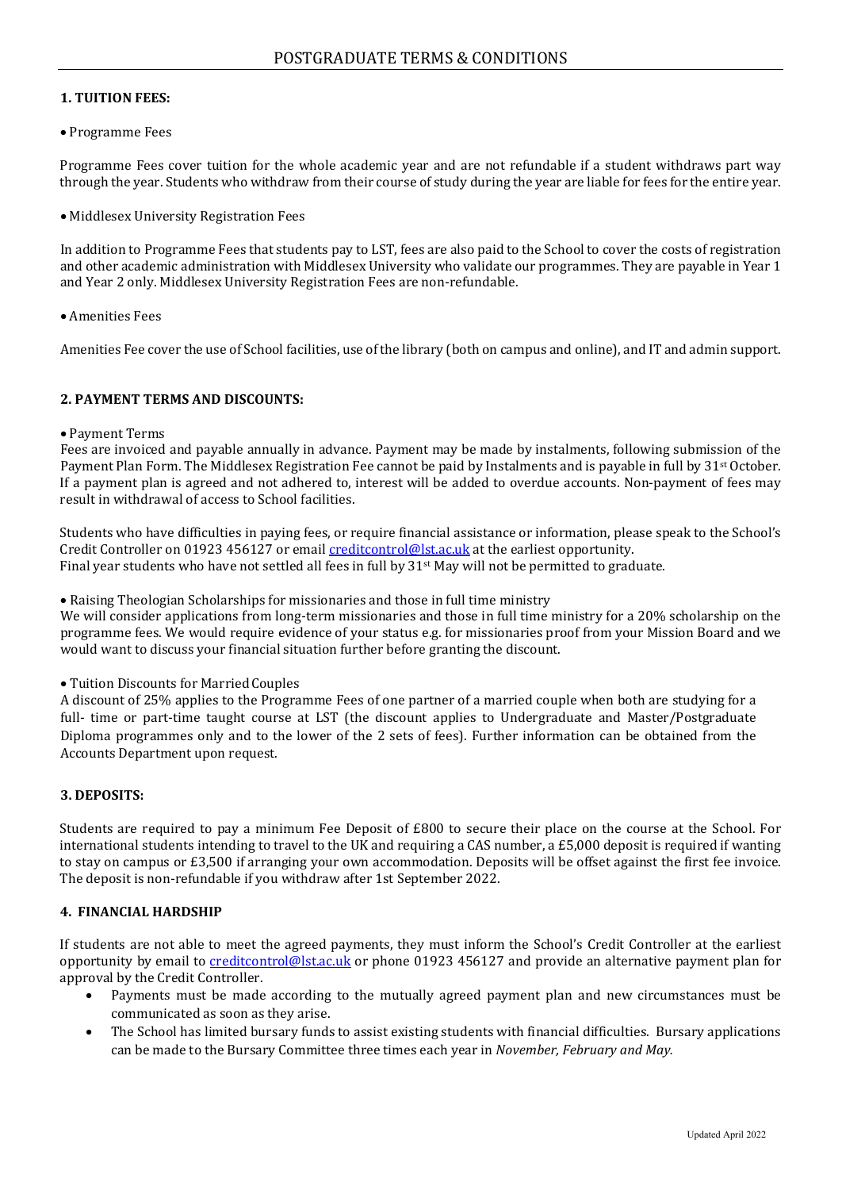# POSTGRADUATE TERMS & CONDITIONS

## 1. TUITION FEES:

- Programme Fees

Programme Fees cover tuition for the whole academic year and are not refundable if a student withdraws part way through the year. Students who withdraw from their course of study during the year are liable for fees for the entire year.

- Middlesex University Registration Fees

In addition to Programme Fees that students pay to LST, fees are also paid to the School to cover the costs of registration and other academic administration with Middlesex University who validate our programmes. They are payable in Year 1 and Year 2 only. Middlesex University Registration Fees are non-refundable.

- Amenities Fees

Amenities Fee cover the use of School facilities, use of the library (both on campus and online), and IT and admin support.

## 2. PAYMENT TERMS AND DISCOUNTS:

- Payment Terms

Fees are invoiced and payable annually in advance. Payment may be made by instalments, following submission of the Payment Plan Form. The Middlesex Registration Fee cannot be paid by Instalments and is payable in full by 31st October. If a payment plan is agreed and not adhered to, interest will be added to overdue accounts. Non-payment of fees may result in withdrawal of access to School facilities.

Students who have difficulties in paying fees, or require financial assistance or information, please speak to the School's Credit Controller on 01923 456127 or email creditcontrol@lst.ac.uk at the earliest opportunity.
Final year students who have not settled all fees in full by 31st May will not be permitted to graduate.

- Raising Theologian Scholarships for missionaries and those in full time ministry

We will consider applications from long-term missionaries and those in full time ministry for a 20% scholarship on the programme fees. We would require evidence of your status e.g. for missionaries proof from your Mission Board and we would want to discuss your financial situation further before granting the discount.

- Tuition Discounts for Married Couples

A discount of 25% applies to the Programme Fees of one partner of a married couple when both are studying for a full- time or part-time taught course at LST (the discount applies to Undergraduate and Master/Postgraduate Diploma programmes only and to the lower of the 2 sets of fees). Further information can be obtained from the Accounts Department upon request.

## 3. DEPOSITS:

Students are required to pay a minimum Fee Deposit of £800 to secure their place on the course at the School. For international students intending to travel to the UK and requiring a CAS number, a £5,000 deposit is required if wanting to stay on campus or £3,500 if arranging your own accommodation. Deposits will be offset against the first fee invoice. The deposit is non-refundable if you withdraw after 1st September 2022.

## 4. FINANCIAL HARDSHIP

If students are not able to meet the agreed payments, they must inform the School's Credit Controller at the earliest opportunity by email to creditcontrol@lst.ac.uk or phone 01923 456127 and provide an alternative payment plan for approval by the Credit Controller.

- Payments must be made according to the mutually agreed payment plan and new circumstances must be communicated as soon as they arise.
- The School has limited bursary funds to assist existing students with financial difficulties. Bursary applications can be made to the Bursary Committee three times each year in *November, February and May.*

Updated April 2022